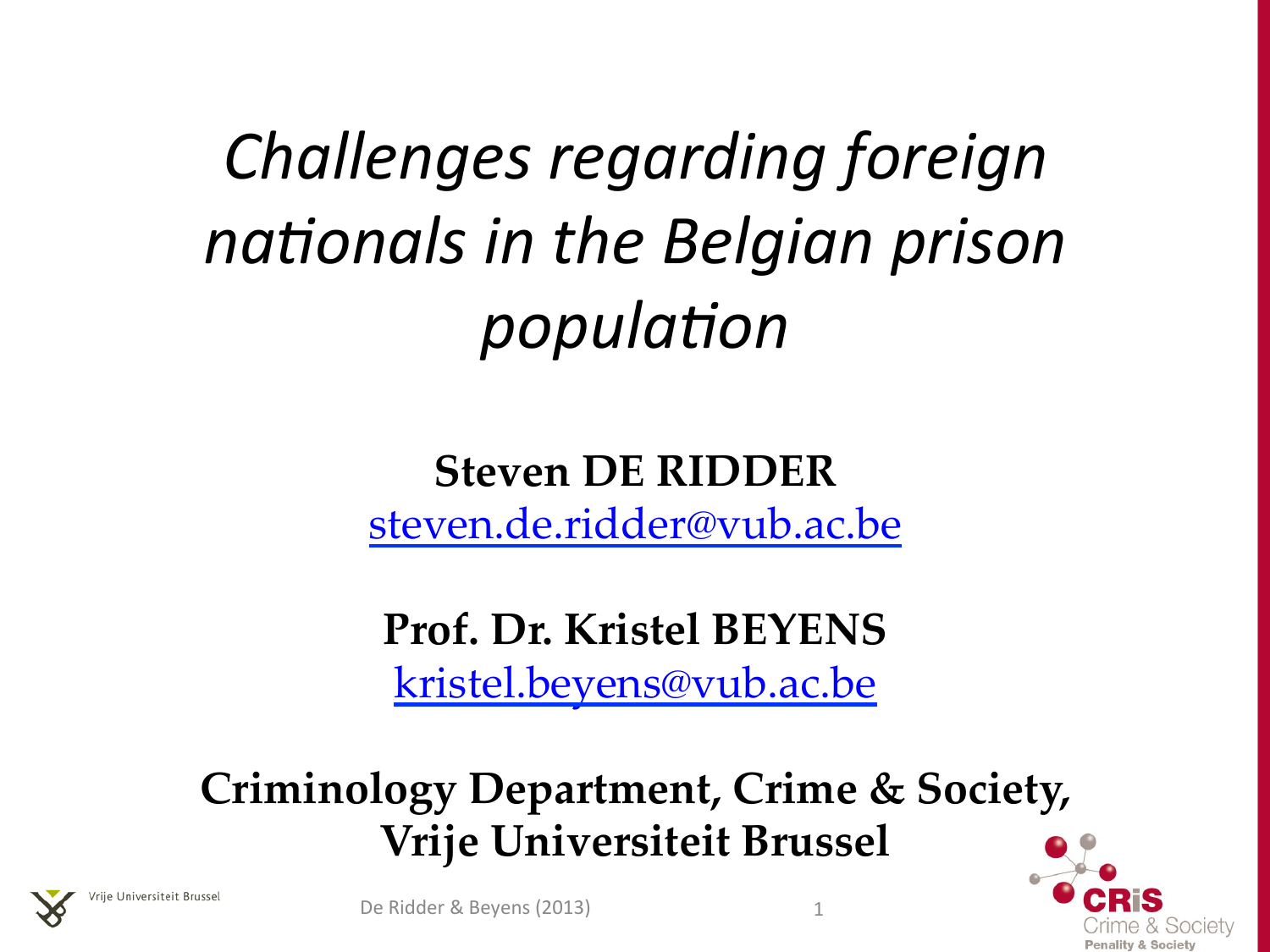# *Challenges regarding foreign nationals in the Belgian prison population*

**Steven DE RIDDER**
steven.de.ridder@vub.ac.be

**Prof. Dr. Kristel BEYENS**
kristel.beyens@vub.ac.be

**Criminology Department, Crime & Society, Vrije Universiteit Brussel**

Vrije Universiteit Brussel

De Ridder & Beyens (2013)

CRiS Crime & Society
Penality & Society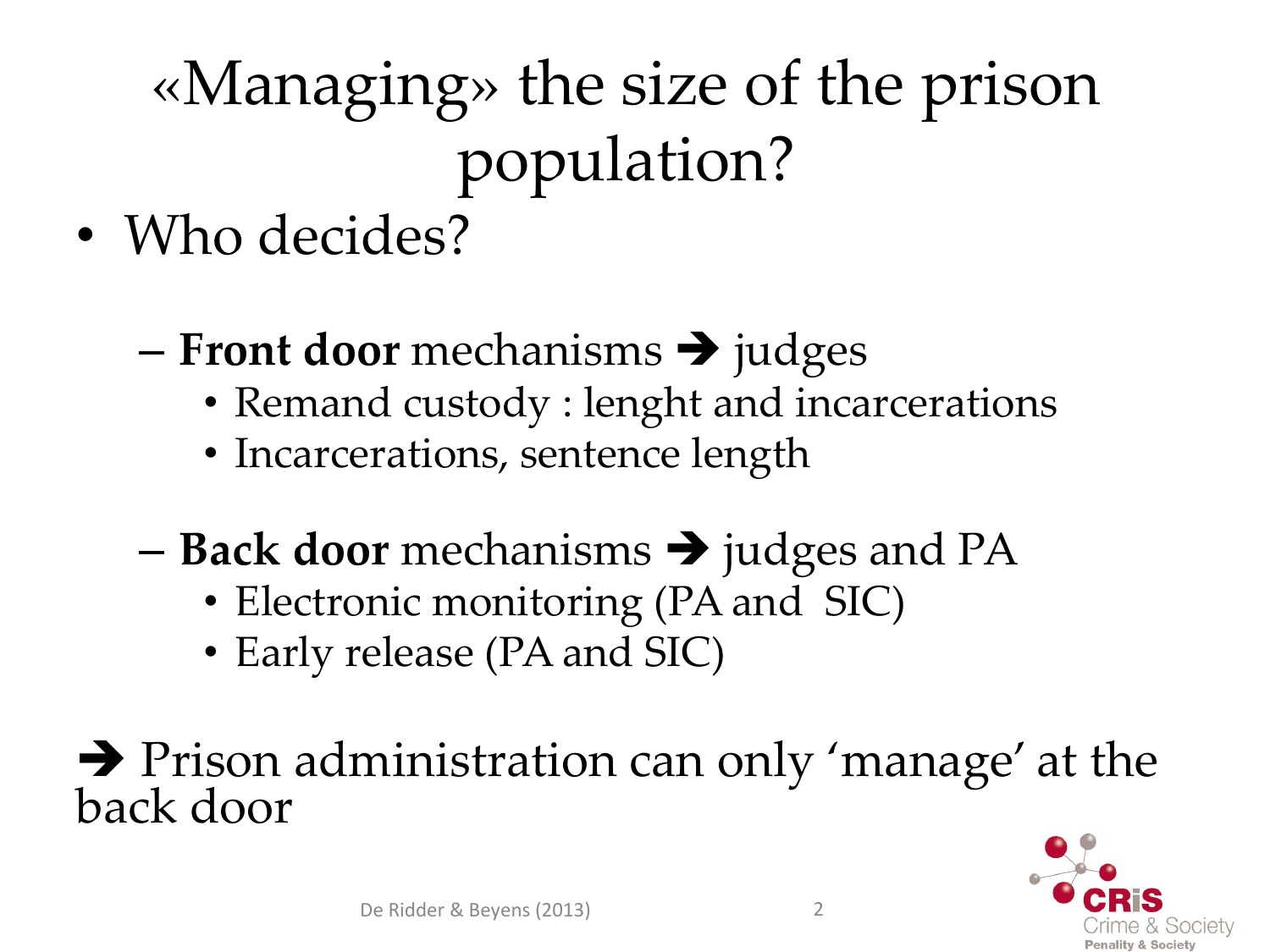# «Managing» the size of the prison population?

- Who decides?
  - **Front door** mechanisms ➔ judges
    - Remand custody : lenght and incarcerations
    - Incarcerations, sentence length
  - **Back door** mechanisms ➔ judges and PA
    - Electronic monitoring (PA and SIC)
    - Early release (PA and SIC)

➔ Prison administration can only 'manage' at the back door

De Ridder & Beyens (2013)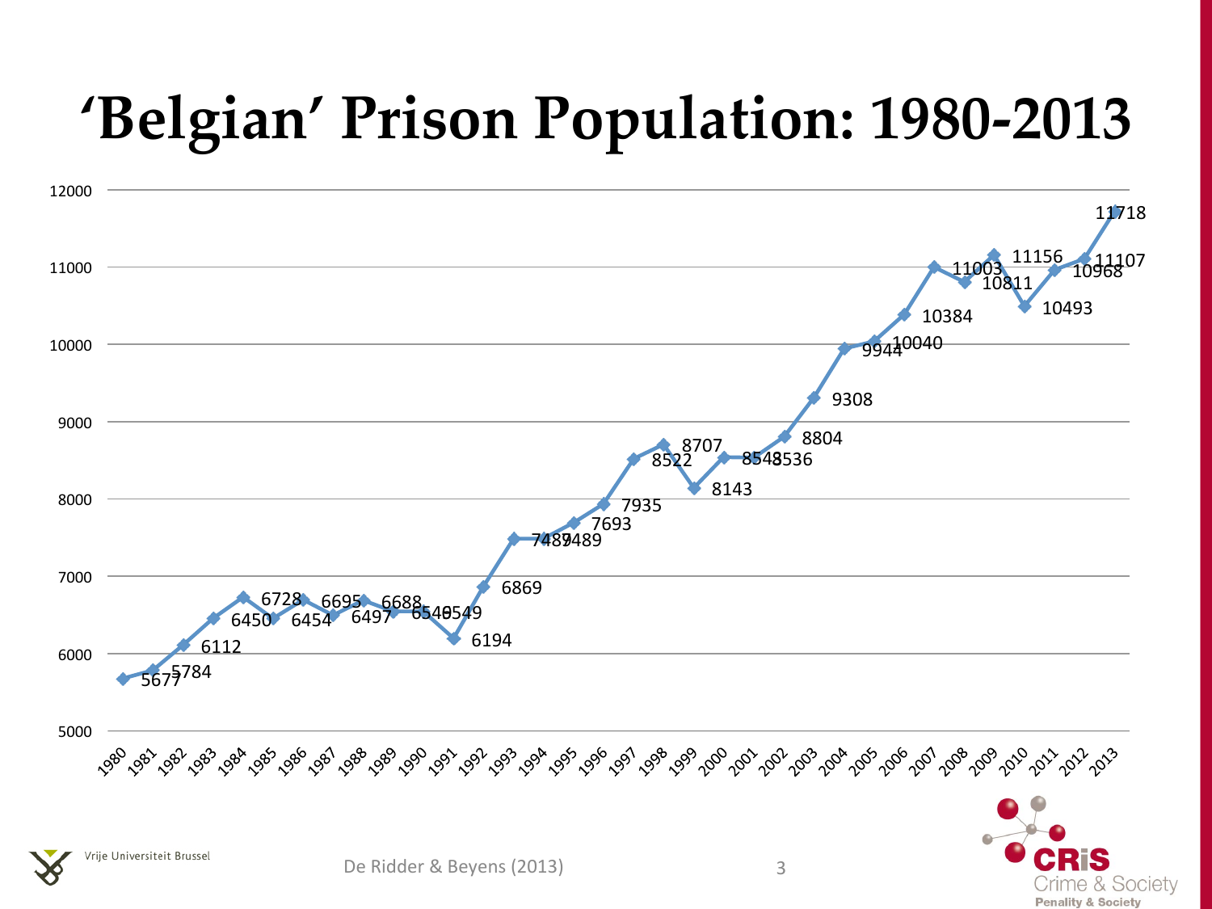# 'Belgian' Prison Population: 1980-2013

| Year | Prison population |
|---|---|
| 1980 | 5677 |
| 1981 | 5784 |
| 1982 | 6112 |
| 1983 | 6450 |
| 1984 | 6728 |
| 1985 | 6454 |
| 1986 | 6695 |
| 1987 | 6497 |
| 1988 | 6688 |
| 1989 | 6549 |
| 1990 | 6549 |
| 1991 | 6194 |
| 1992 | 6869 |
| 1993 | 7489 |
| 1994 | 7489 |
| 1995 | 7693 |
| 1996 | 7935 |
| 1997 | 8522 |
| 1998 | 8707 |
| 1999 | 8143 |
| 2000 | 8548 |
| 2001 | 8536 |
| 2002 | 8804 |
| 2003 | 9308 |
| 2004 | 9944 |
| 2005 | 10040 |
| 2006 | 10384 |
| 2007 | 11003 |
| 2008 | 10811 |
| 2009 | 11156 |
| 2010 | 10493 |
| 2011 | 10968 |
| 2012 | 11107 |
| 2013 | 11718 |

De Ridder & Beyens (2013)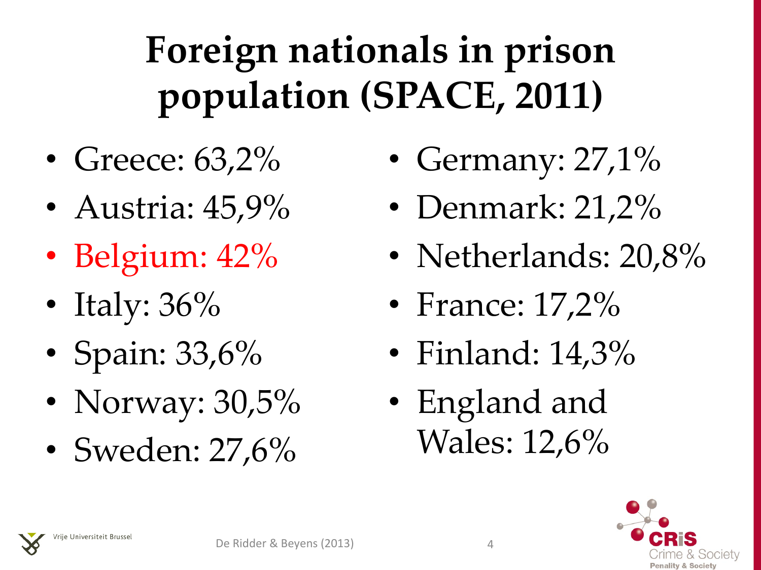# Foreign nationals in prison population (SPACE, 2011)

- Greece: 63,2%
- Austria: 45,9%
- Belgium: 42%
- Italy: 36%
- Spain: 33,6%
- Norway: 30,5%
- Sweden: 27,6%
- Germany: 27,1%
- Denmark: 21,2%
- Netherlands: 20,8%
- France: 17,2%
- Finland: 14,3%
- England and Wales: 12,6%

De Ridder & Beyens (2013)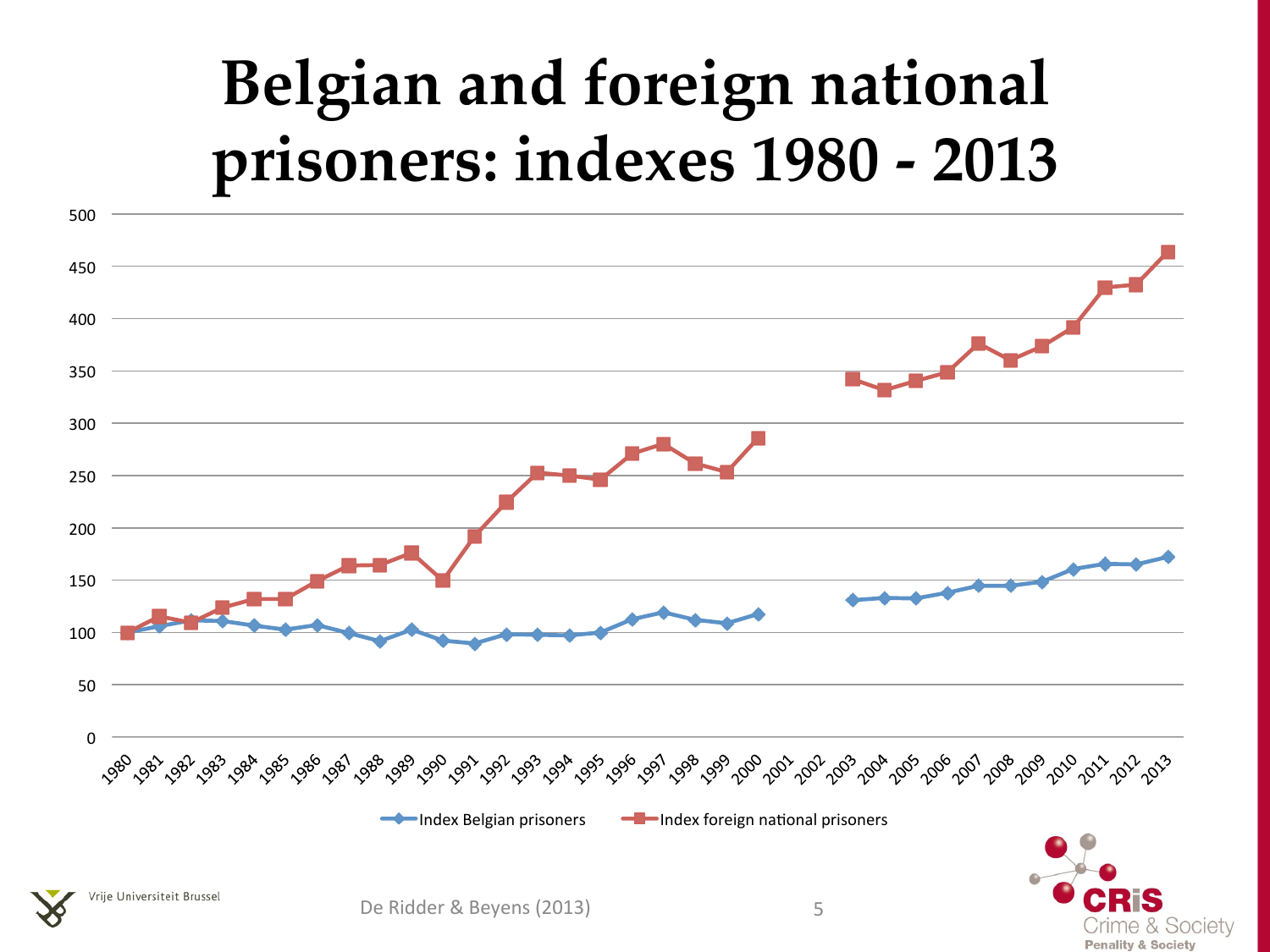# Belgian and foreign national prisoners: indexes 1980 - 2013

De Ridder & Beyens (2013)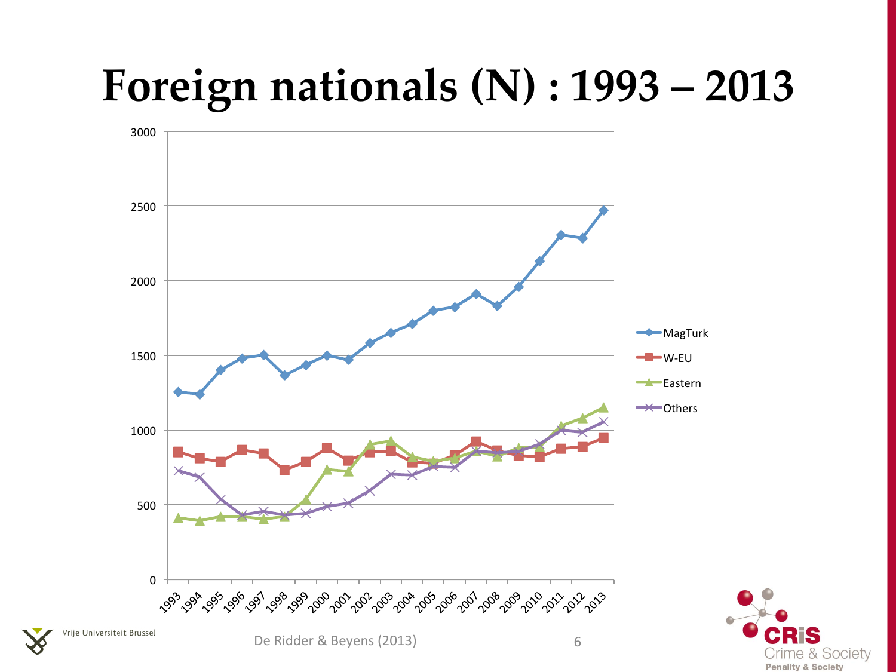# Foreign nationals (N) : 1993 – 2013

De Ridder & Beyens (2013)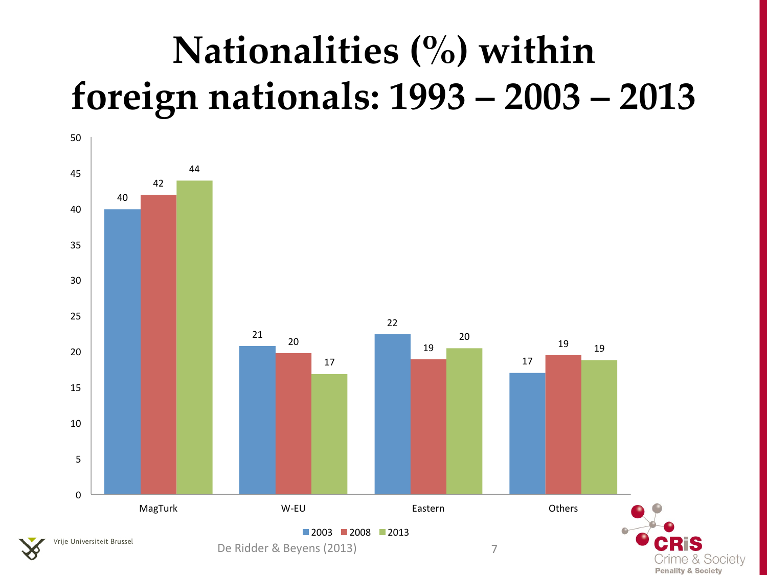# Nationalities (%) within foreign nationals: 1993 – 2003 – 2013

| | 2003 | 2008 | 2013 |
|---|---|---|---|
| MagTurk | 40 | 42 | 44 |
| W-EU | 21 | 20 | 17 |
| Eastern | 22 | 19 | 20 |
| Others | 17 | 19 | 19 |

De Ridder & Beyens (2013)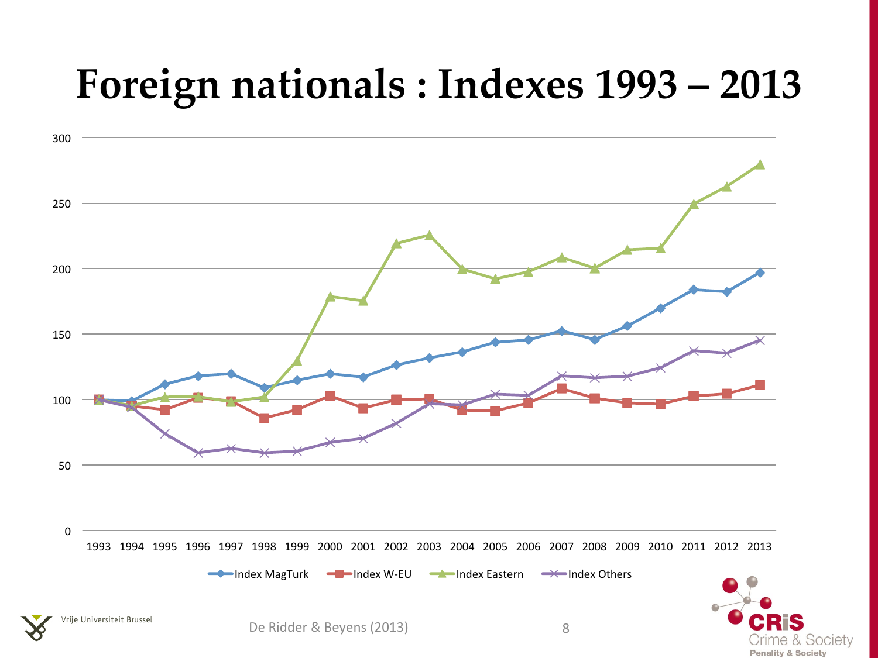# Foreign nationals : Indexes 1993 – 2013

Index MagTurk | Index W-EU | Index Eastern | Index Others

De Ridder & Beyens (2013)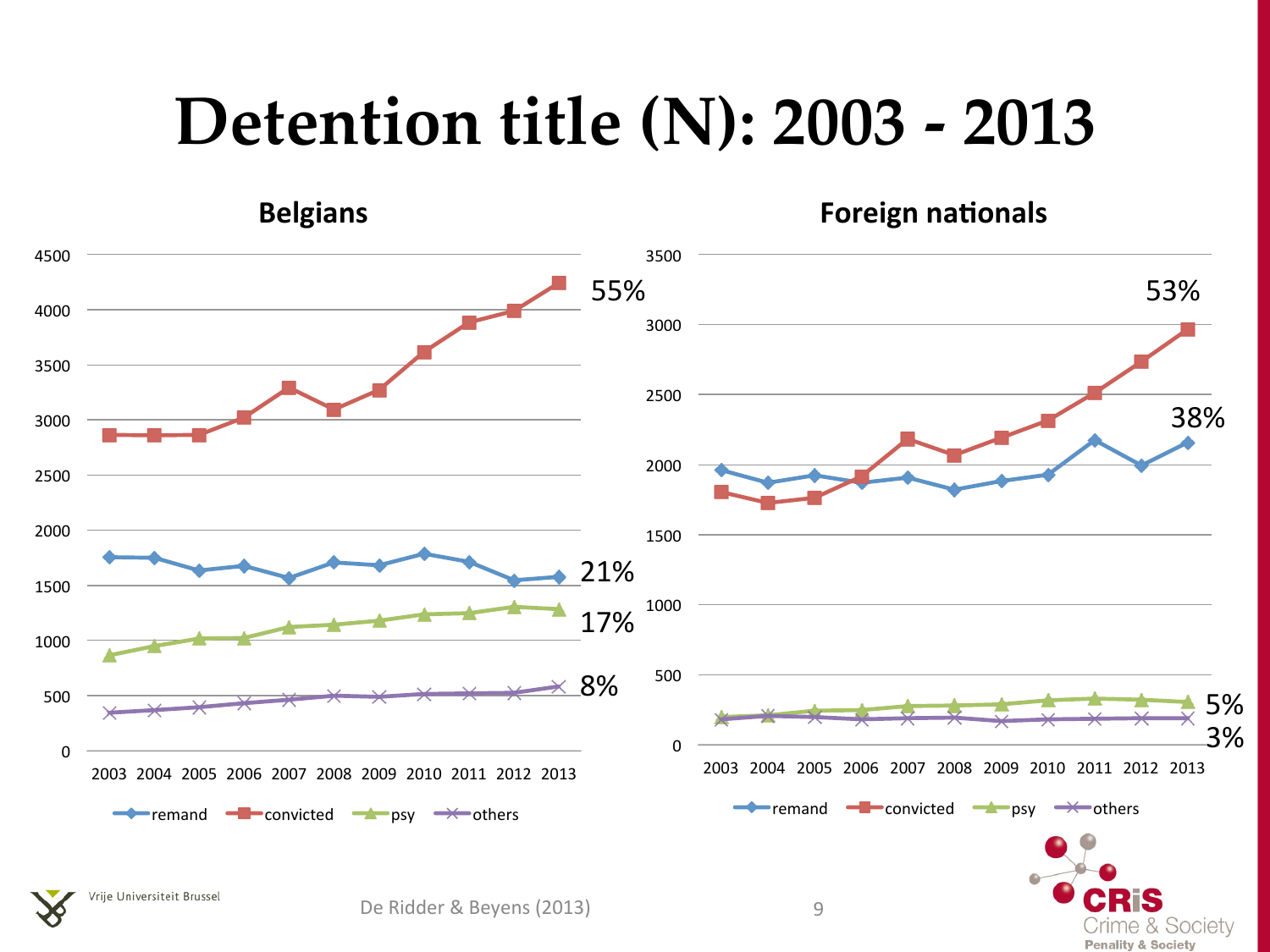# Detention title (N): 2003 - 2013

## Belgians

4500, 4000, 3500, 3000, 2500, 2000, 1500, 1000, 500, 0

2003 2004 2005 2006 2007 2008 2009 2010 2011 2012 2013

55%

21%

17%

8%

remand, convicted, psy, others

## Foreign nationals

3500, 3000, 2500, 2000, 1500, 1000, 500, 0

2003 2004 2005 2006 2007 2008 2009 2010 2011 2012 2013

53%

38%

5%

3%

remand, convicted, psy, others

Vrije Universiteit Brussel

De Ridder & Beyens (2013)

CRiS Crime & Society
Penality & Society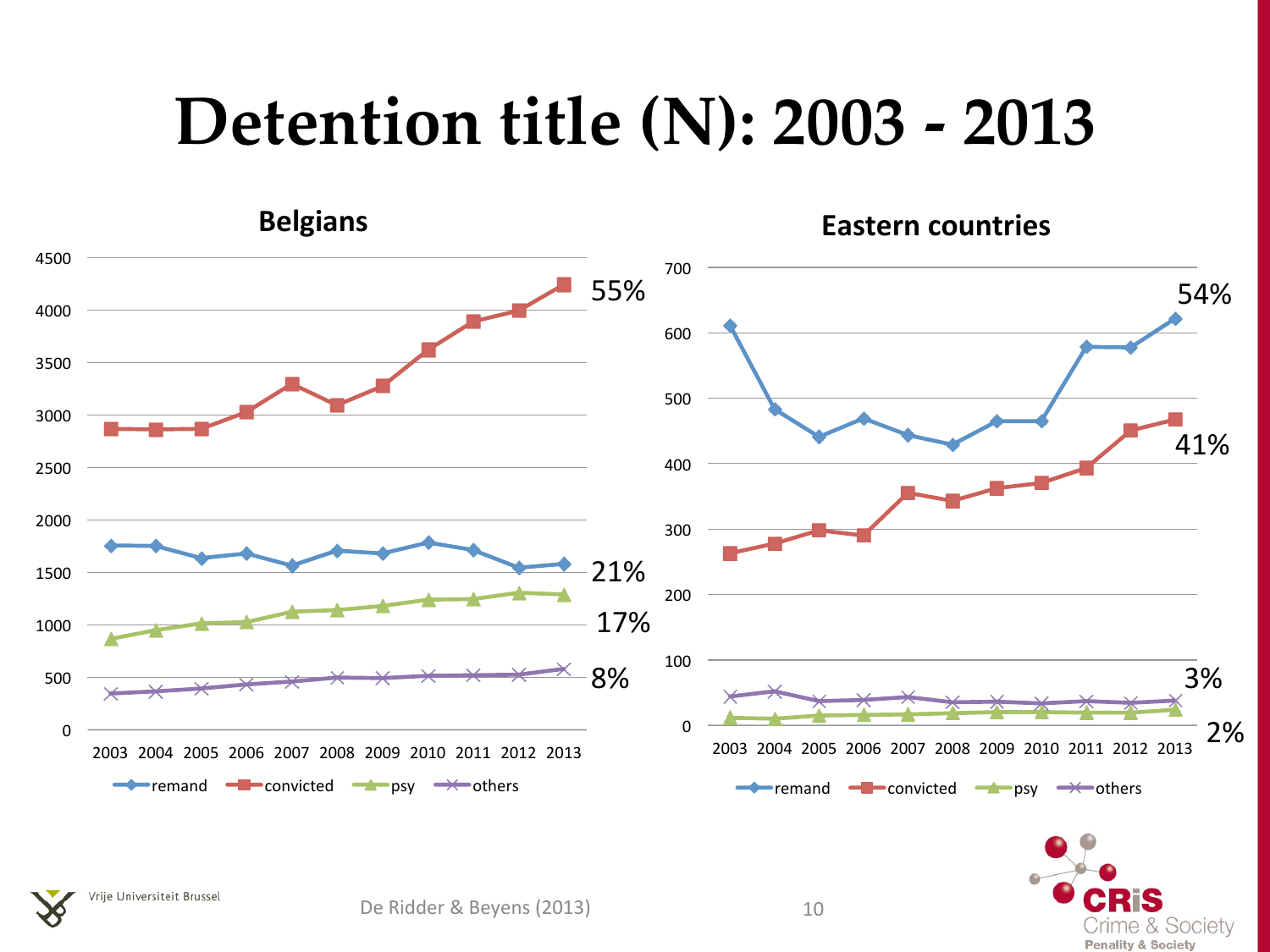# Detention title (N): 2003 - 2013

## Belgians

| | 2003 | 2004 | 2005 | 2006 | 2007 | 2008 | 2009 | 2010 | 2011 | 2012 | 2013 | |
|---|---|---|---|---|---|---|---|---|---|---|---|---|
| remand | | | | | | | | | | | | 21% |
| convicted | | | | | | | | | | | | 55% |
| psy | | | | | | | | | | | | 17% |
| others | | | | | | | | | | | | 8% |

## Eastern countries

| | 2003 | 2004 | 2005 | 2006 | 2007 | 2008 | 2009 | 2010 | 2011 | 2012 | 2013 | |
|---|---|---|---|---|---|---|---|---|---|---|---|---|
| remand | | | | | | | | | | | | 54% |
| convicted | | | | | | | | | | | | 41% |
| psy | | | | | | | | | | | | 2% |
| others | | | | | | | | | | | | 3% |

De Ridder & Beyens (2013)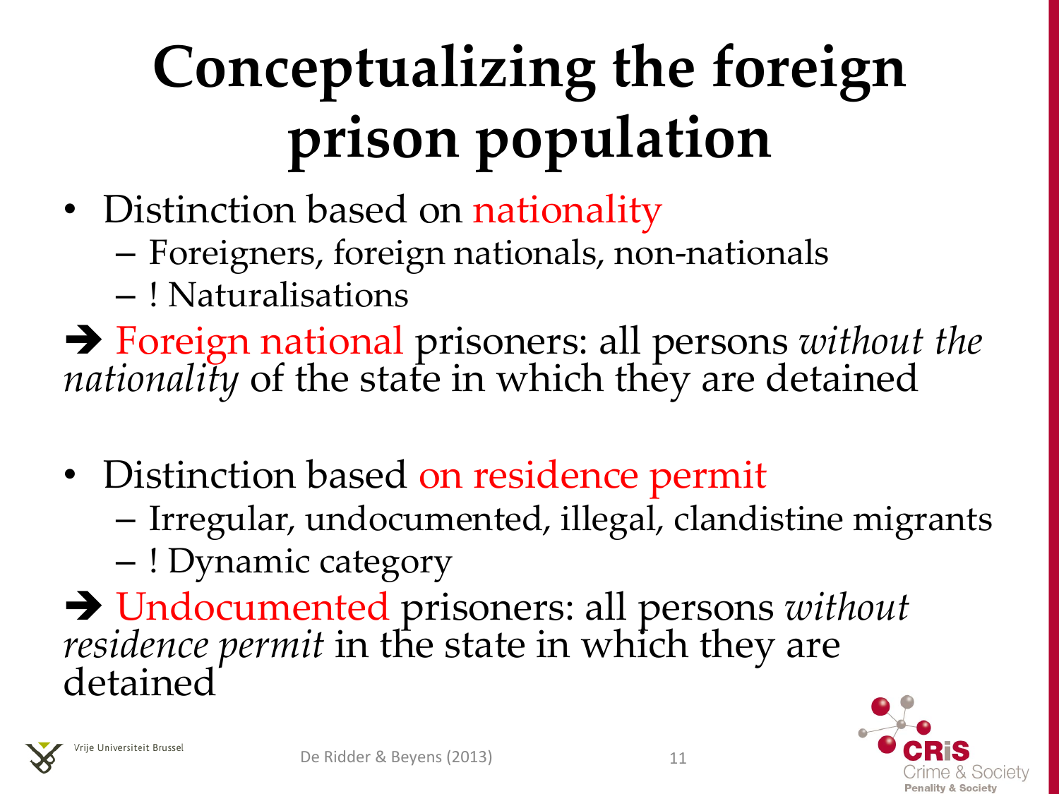# Conceptualizing the foreign prison population

- Distinction based on nationality
  - Foreigners, foreign nationals, non-nationals
  - ! Naturalisations

➔ Foreign national prisoners: all persons *without the nationality* of the state in which they are detained

- Distinction based on residence permit
  - Irregular, undocumented, illegal, clandestine migrants
  - ! Dynamic category

➔ Undocumented prisoners: all persons *without residence permit* in the state in which they are detained

De Ridder & Beyens (2013)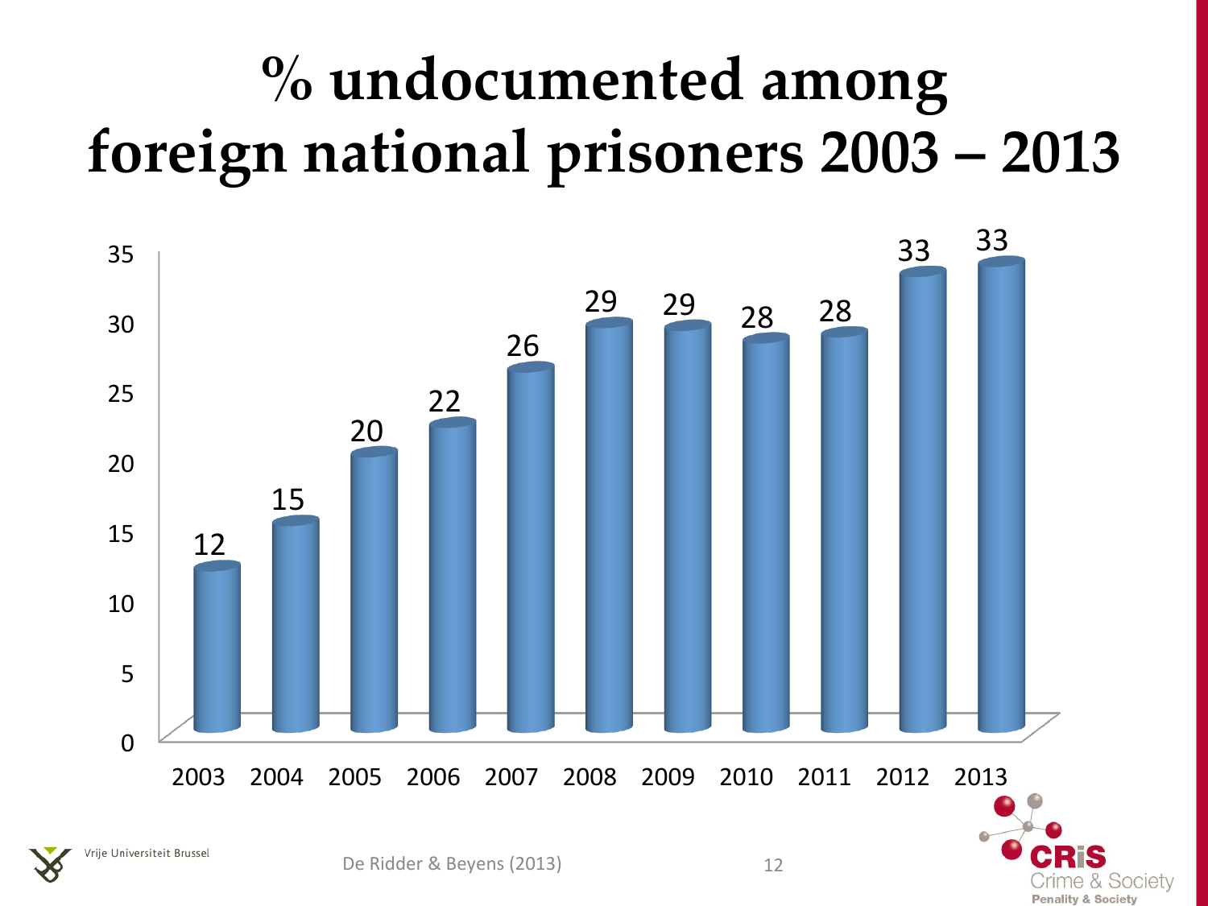# % undocumented among foreign national prisoners 2003 – 2013

| Year | % |
|---|---|
| 2003 | 12 |
| 2004 | 15 |
| 2005 | 20 |
| 2006 | 22 |
| 2007 | 26 |
| 2008 | 29 |
| 2009 | 29 |
| 2010 | 28 |
| 2011 | 28 |
| 2012 | 33 |
| 2013 | 33 |

De Ridder & Beyens (2013)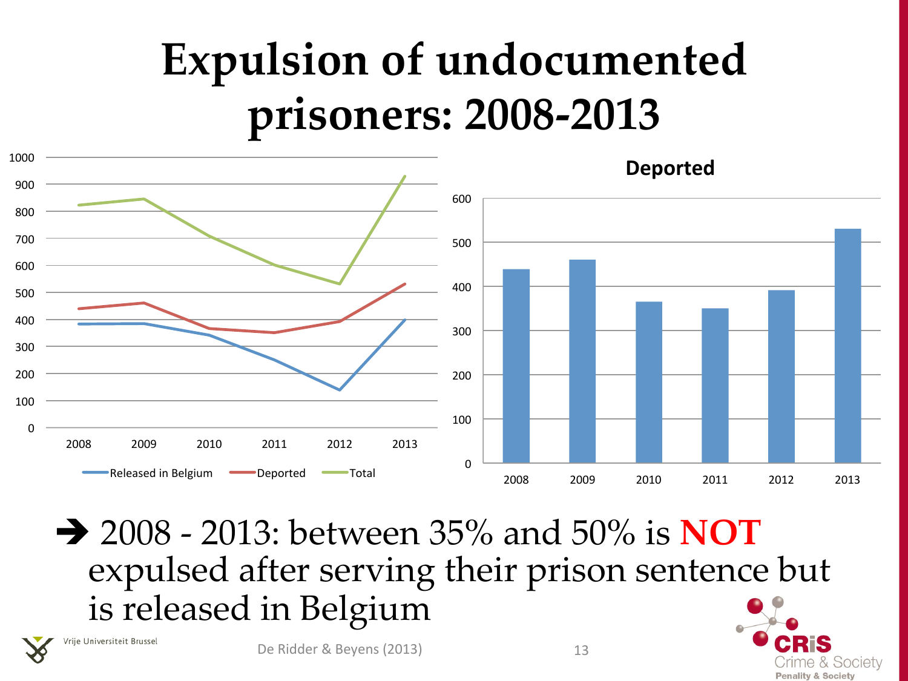# Expulsion of undocumented prisoners: 2008-2013

→ 2008 - 2013: between 35% and 50% is **NOT** expulsed after serving their prison sentence but is released in Belgium

De Ridder & Beyens (2013)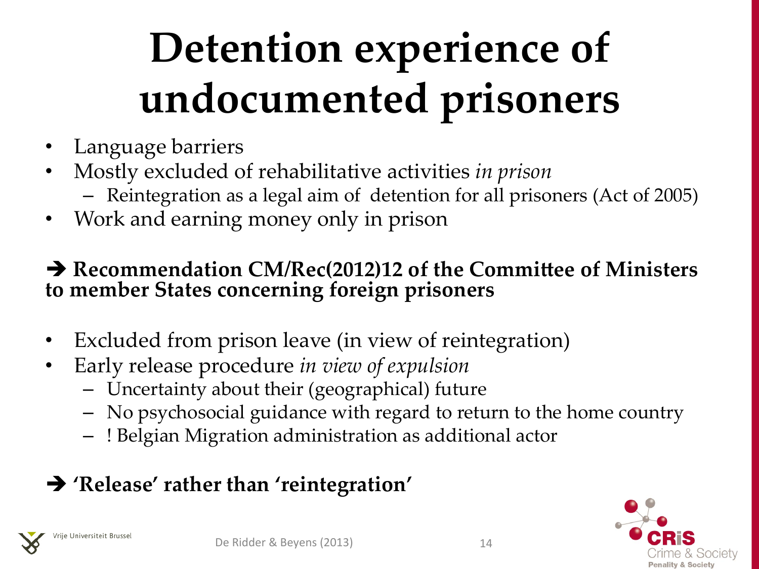# Detention experience of undocumented prisoners

- Language barriers
- Mostly excluded of rehabilitative activities *in prison*
  - Reintegration as a legal aim of detention for all prisoners (Act of 2005)
- Work and earning money only in prison

➔ **Recommendation CM/Rec(2012)12 of the Committee of Ministers to member States concerning foreign prisoners**

- Excluded from prison leave (in view of reintegration)
- Early release procedure *in view of expulsion*
  - Uncertainty about their (geographical) future
  - No psychosocial guidance with regard to return to the home country
  - ! Belgian Migration administration as additional actor

➔ **'Release' rather than 'reintegration'**

De Ridder & Beyens (2013)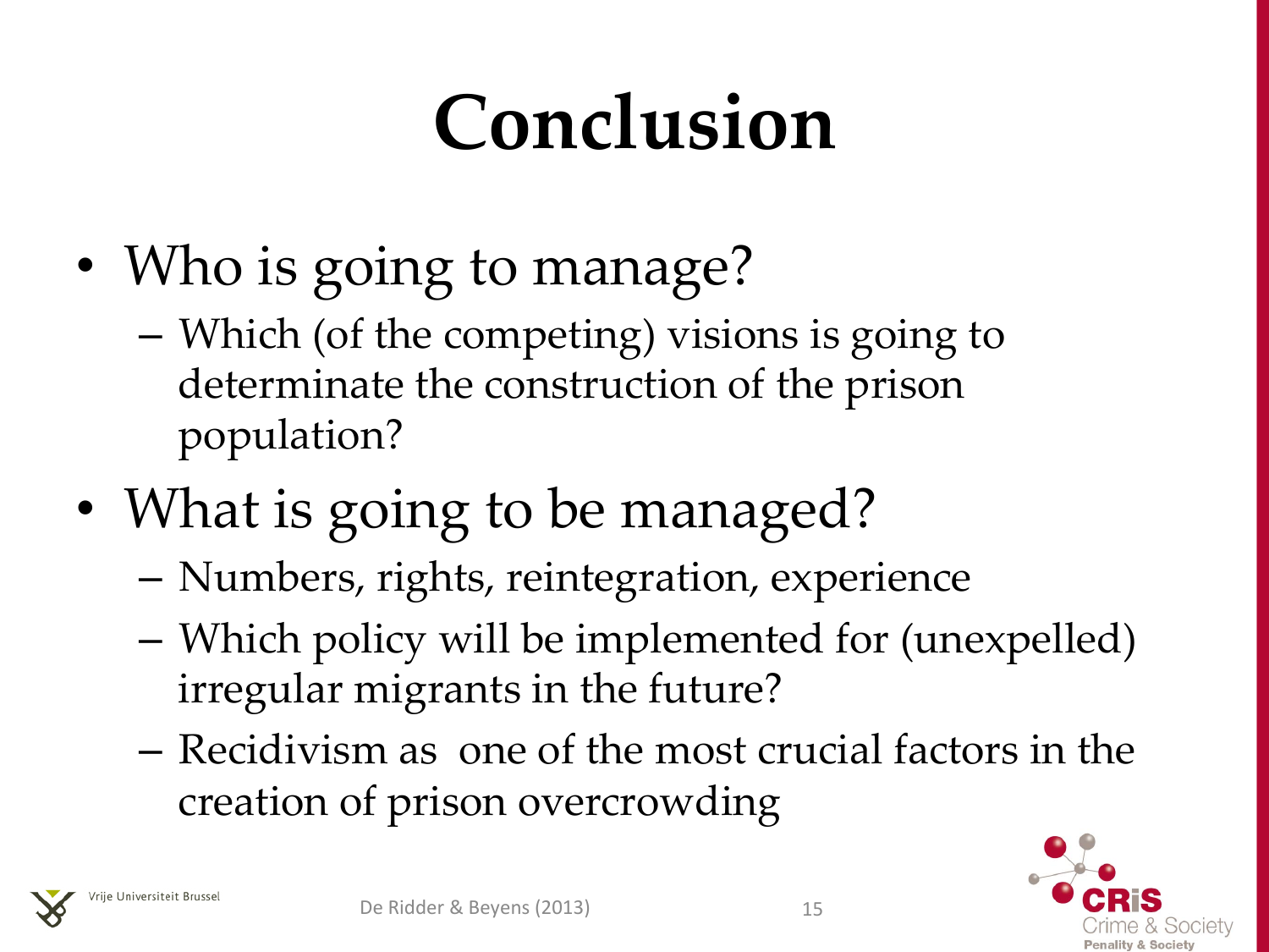# Conclusion

- Who is going to manage?
  - Which (of the competing) visions is going to determine the construction of the prison population?
- What is going to be managed?
  - Numbers, rights, reintegration, experience
  - Which policy will be implemented for (unexpelled) irregular migrants in the future?
  - Recidivism as one of the most crucial factors in the creation of prison overcrowding

De Ridder & Beyens (2013)